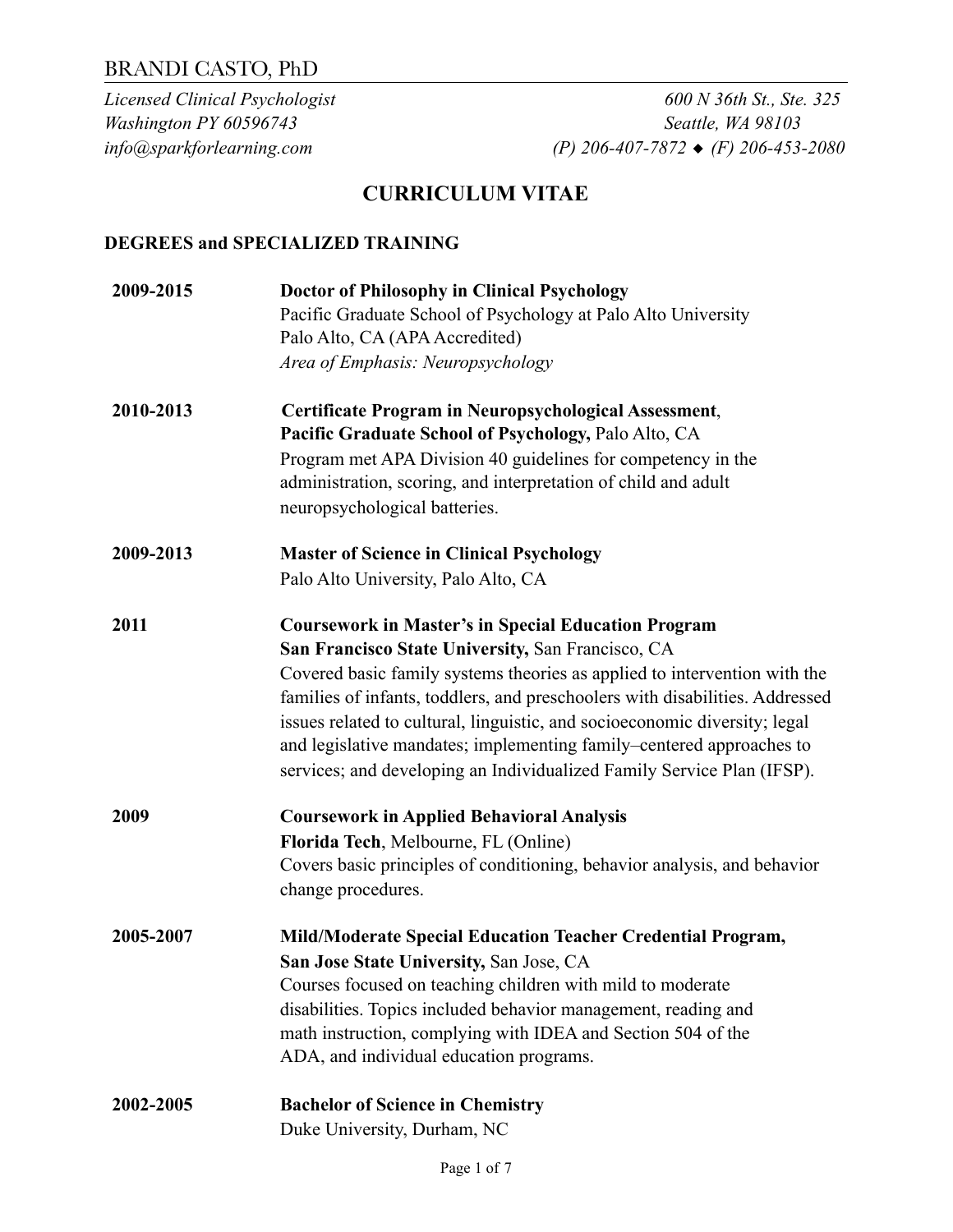# BRANDI CASTO, PhD

*Licensed Clinical Psychologist*
*Washington PY 60596743*
*info@sparkforlearning.com*

*600 N 36th St., Ste. 325*
*Seattle, WA 98103*
*(P) 206-407-7872 ◆ (F) 206-453-2080*

## CURRICULUM VITAE

### DEGREES and SPECIALIZED TRAINING

**2009-2015** — **Doctor of Philosophy in Clinical Psychology**
Pacific Graduate School of Psychology at Palo Alto University
Palo Alto, CA (APA Accredited)
*Area of Emphasis: Neuropsychology*

**2010-2013** — **Certificate Program in Neuropsychological Assessment**,
**Pacific Graduate School of Psychology,** Palo Alto, CA
Program met APA Division 40 guidelines for competency in the administration, scoring, and interpretation of child and adult neuropsychological batteries.

**2009-2013** — **Master of Science in Clinical Psychology**
Palo Alto University, Palo Alto, CA

**2011** — **Coursework in Master's in Special Education Program**
**San Francisco State University,** San Francisco, CA
Covered basic family systems theories as applied to intervention with the families of infants, toddlers, and preschoolers with disabilities. Addressed issues related to cultural, linguistic, and socioeconomic diversity; legal and legislative mandates; implementing family–centered approaches to services; and developing an Individualized Family Service Plan (IFSP).

**2009** — **Coursework in Applied Behavioral Analysis**
**Florida Tech**, Melbourne, FL (Online)
Covers basic principles of conditioning, behavior analysis, and behavior change procedures.

**2005-2007** — **Mild/Moderate Special Education Teacher Credential Program,**
**San Jose State University,** San Jose, CA
Courses focused on teaching children with mild to moderate disabilities. Topics included behavior management, reading and math instruction, complying with IDEA and Section 504 of the ADA, and individual education programs.

**2002-2005** — **Bachelor of Science in Chemistry**
Duke University, Durham, NC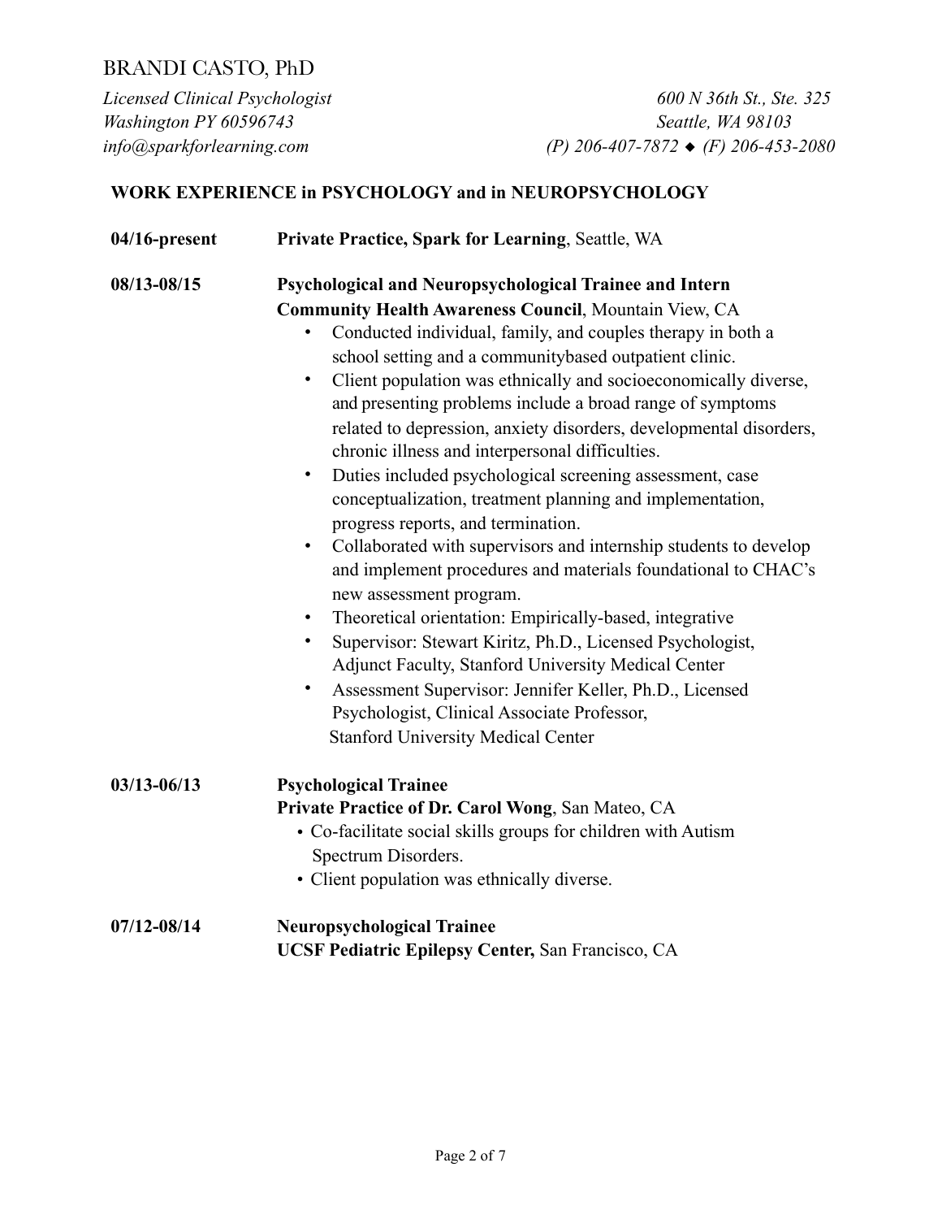BRANDI CASTO, PhD

*Licensed Clinical Psychologist*
*Washington PY 60596743*
*info@sparkforlearning.com*

*600 N 36th St., Ste. 325*
*Seattle, WA 98103*
*(P) 206-407-7872 ◆ (F) 206-453-2080*

## WORK EXPERIENCE in PSYCHOLOGY and in NEUROPSYCHOLOGY

**04/16-present** — **Private Practice, Spark for Learning**, Seattle, WA

**08/13-08/15** — **Psychological and Neuropsychological Trainee and Intern**
**Community Health Awareness Council**, Mountain View, CA

- Conducted individual, family, and couples therapy in both a school setting and a communitybased outpatient clinic.
- Client population was ethnically and socioeconomically diverse, and presenting problems include a broad range of symptoms related to depression, anxiety disorders, developmental disorders, chronic illness and interpersonal difficulties.
- Duties included psychological screening assessment, case conceptualization, treatment planning and implementation, progress reports, and termination.
- Collaborated with supervisors and internship students to develop and implement procedures and materials foundational to CHAC's new assessment program.
- Theoretical orientation: Empirically-based, integrative
- Supervisor: Stewart Kiritz, Ph.D., Licensed Psychologist, Adjunct Faculty, Stanford University Medical Center
- Assessment Supervisor: Jennifer Keller, Ph.D., Licensed Psychologist, Clinical Associate Professor, Stanford University Medical Center

**03/13-06/13** — **Psychological Trainee**
**Private Practice of Dr. Carol Wong**, San Mateo, CA

- Co-facilitate social skills groups for children with Autism Spectrum Disorders.
- Client population was ethnically diverse.

**07/12-08/14** — **Neuropsychological Trainee**
**UCSF Pediatric Epilepsy Center,** San Francisco, CA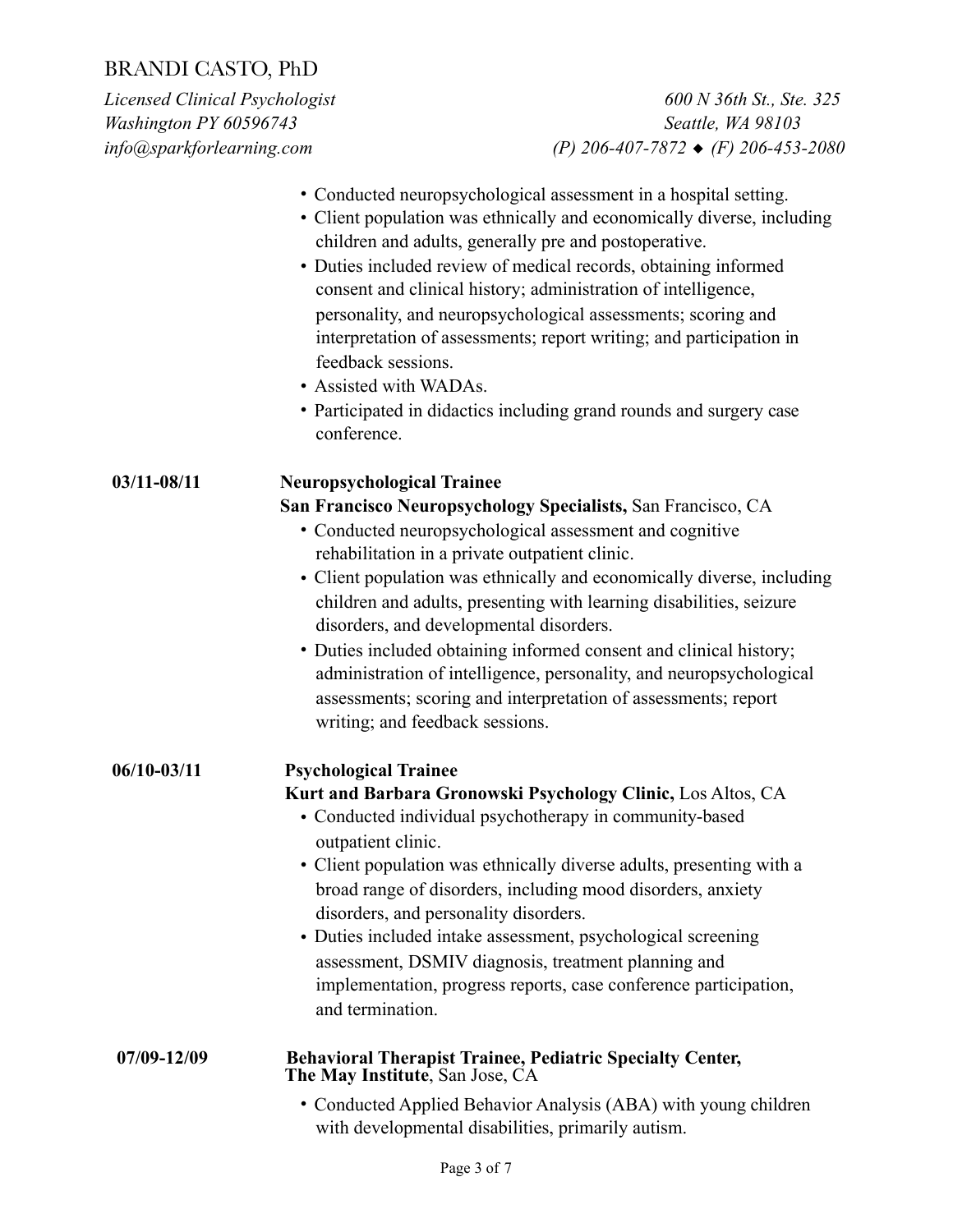- Conducted neuropsychological assessment in a hospital setting.
- Client population was ethnically and economically diverse, including children and adults, generally pre and postoperative.
- Duties included review of medical records, obtaining informed consent and clinical history; administration of intelligence, personality, and neuropsychological assessments; scoring and interpretation of assessments; report writing; and participation in feedback sessions.
- Assisted with WADAs.
- Participated in didactics including grand rounds and surgery case conference.

**03/11-08/11** **Neuropsychological Trainee**
**San Francisco Neuropsychology Specialists,** San Francisco, CA

- Conducted neuropsychological assessment and cognitive rehabilitation in a private outpatient clinic.
- Client population was ethnically and economically diverse, including children and adults, presenting with learning disabilities, seizure disorders, and developmental disorders.
- Duties included obtaining informed consent and clinical history; administration of intelligence, personality, and neuropsychological assessments; scoring and interpretation of assessments; report writing; and feedback sessions.

**06/10-03/11** **Psychological Trainee**
**Kurt and Barbara Gronowski Psychology Clinic,** Los Altos, CA

- Conducted individual psychotherapy in community-based outpatient clinic.
- Client population was ethnically diverse adults, presenting with a broad range of disorders, including mood disorders, anxiety disorders, and personality disorders.
- Duties included intake assessment, psychological screening assessment, DSMIV diagnosis, treatment planning and implementation, progress reports, case conference participation, and termination.

**07/09-12/09** **Behavioral Therapist Trainee, Pediatric Specialty Center,**
**The May Institute**, San Jose, CA

- Conducted Applied Behavior Analysis (ABA) with young children with developmental disabilities, primarily autism.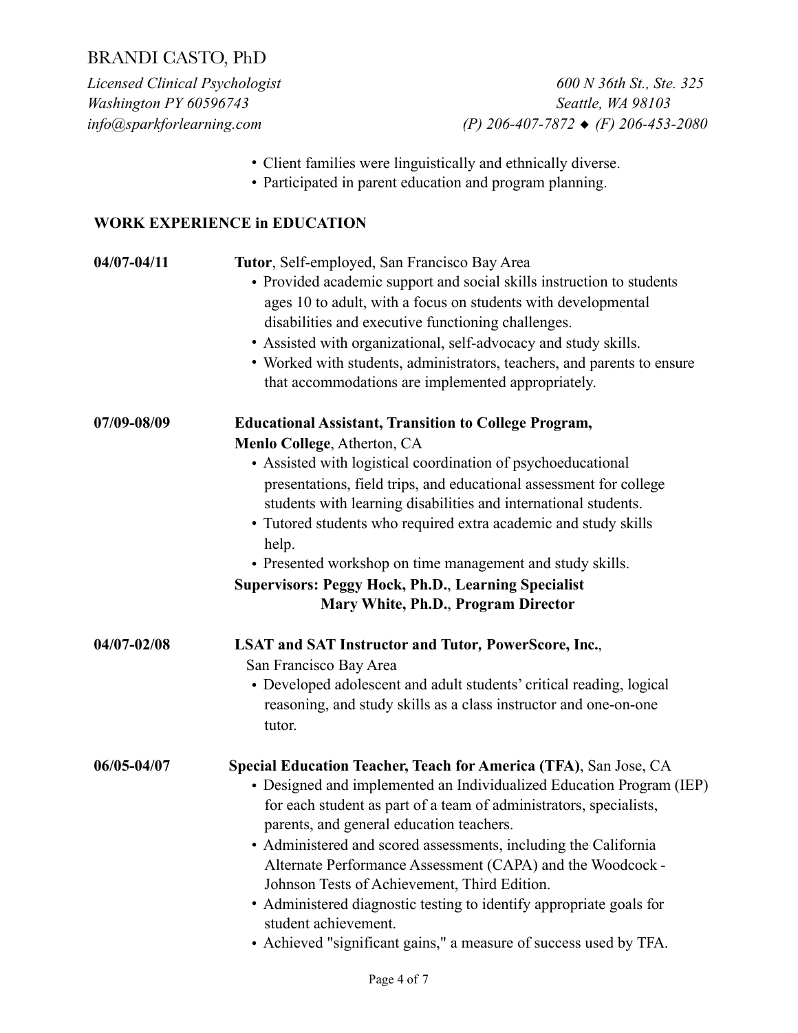- Client families were linguistically and ethnically diverse.
- Participated in parent education and program planning.

## WORK EXPERIENCE in EDUCATION

**04/07-04/11** — **Tutor**, Self-employed, San Francisco Bay Area

- Provided academic support and social skills instruction to students ages 10 to adult, with a focus on students with developmental disabilities and executive functioning challenges.
- Assisted with organizational, self-advocacy and study skills.
- Worked with students, administrators, teachers, and parents to ensure that accommodations are implemented appropriately.

**07/09-08/09** — **Educational Assistant, Transition to College Program, Menlo College**, Atherton, CA

- Assisted with logistical coordination of psychoeducational presentations, field trips, and educational assessment for college students with learning disabilities and international students.
- Tutored students who required extra academic and study skills help.
- Presented workshop on time management and study skills.

**Supervisors: Peggy Hock, Ph.D.**, **Learning Specialist**
**Mary White, Ph.D.**, **Program Director**

**04/07-02/08** — **LSAT and SAT Instructor and Tutor, PowerScore, Inc.**, San Francisco Bay Area

- Developed adolescent and adult students' critical reading, logical reasoning, and study skills as a class instructor and one-on-one tutor.

**06/05-04/07** — **Special Education Teacher, Teach for America (TFA)**, San Jose, CA

- Designed and implemented an Individualized Education Program (IEP) for each student as part of a team of administrators, specialists, parents, and general education teachers.
- Administered and scored assessments, including the California Alternate Performance Assessment (CAPA) and the Woodcock - Johnson Tests of Achievement, Third Edition.
- Administered diagnostic testing to identify appropriate goals for student achievement.
- Achieved "significant gains," a measure of success used by TFA.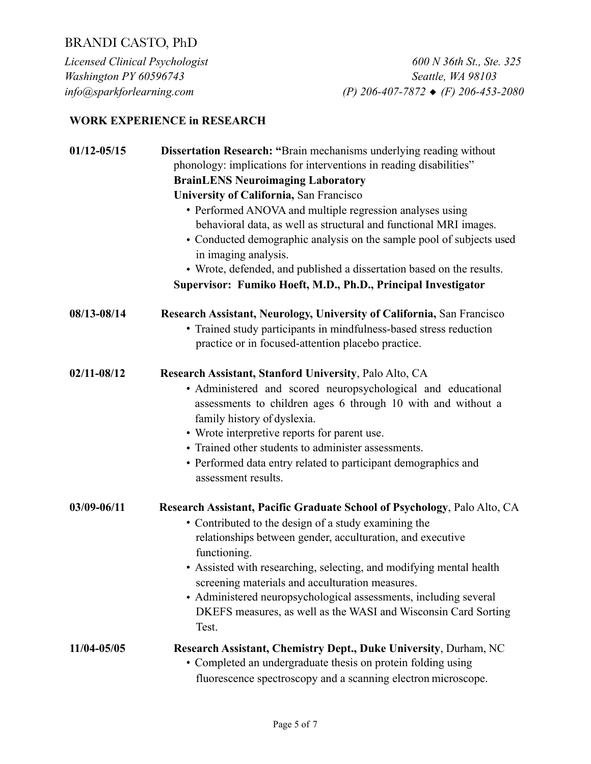BRANDI CASTO, PhD

*Licensed Clinical Psychologist*
*Washington PY 60596743*
*info@sparkforlearning.com*

*600 N 36th St., Ste. 325*
*Seattle, WA 98103*
*(P) 206-407-7872 ◆ (F) 206-453-2080*

## WORK EXPERIENCE in RESEARCH

**01/12-05/15** **Dissertation Research: "**Brain mechanisms underlying reading without phonology: implications for interventions in reading disabilities"
**BrainLENS Neuroimaging Laboratory**
**University of California,** San Francisco

- Performed ANOVA and multiple regression analyses using behavioral data, as well as structural and functional MRI images.
- Conducted demographic analysis on the sample pool of subjects used in imaging analysis.
- Wrote, defended, and published a dissertation based on the results.

**Supervisor: Fumiko Hoeft, M.D., Ph.D., Principal Investigator**

**08/13-08/14** **Research Assistant, Neurology, University of California,** San Francisco

- Trained study participants in mindfulness-based stress reduction practice or in focused-attention placebo practice.

**02/11-08/12** **Research Assistant, Stanford University**, Palo Alto, CA

- Administered and scored neuropsychological and educational assessments to children ages 6 through 10 with and without a family history of dyslexia.
- Wrote interpretive reports for parent use.
- Trained other students to administer assessments.
- Performed data entry related to participant demographics and assessment results.

**03/09-06/11** **Research Assistant, Pacific Graduate School of Psychology**, Palo Alto, CA

- Contributed to the design of a study examining the relationships between gender, acculturation, and executive functioning.
- Assisted with researching, selecting, and modifying mental health screening materials and acculturation measures.
- Administered neuropsychological assessments, including several DKEFS measures, as well as the WASI and Wisconsin Card Sorting Test.

**11/04-05/05** **Research Assistant, Chemistry Dept., Duke University**, Durham, NC

- Completed an undergraduate thesis on protein folding using fluorescence spectroscopy and a scanning electron microscope.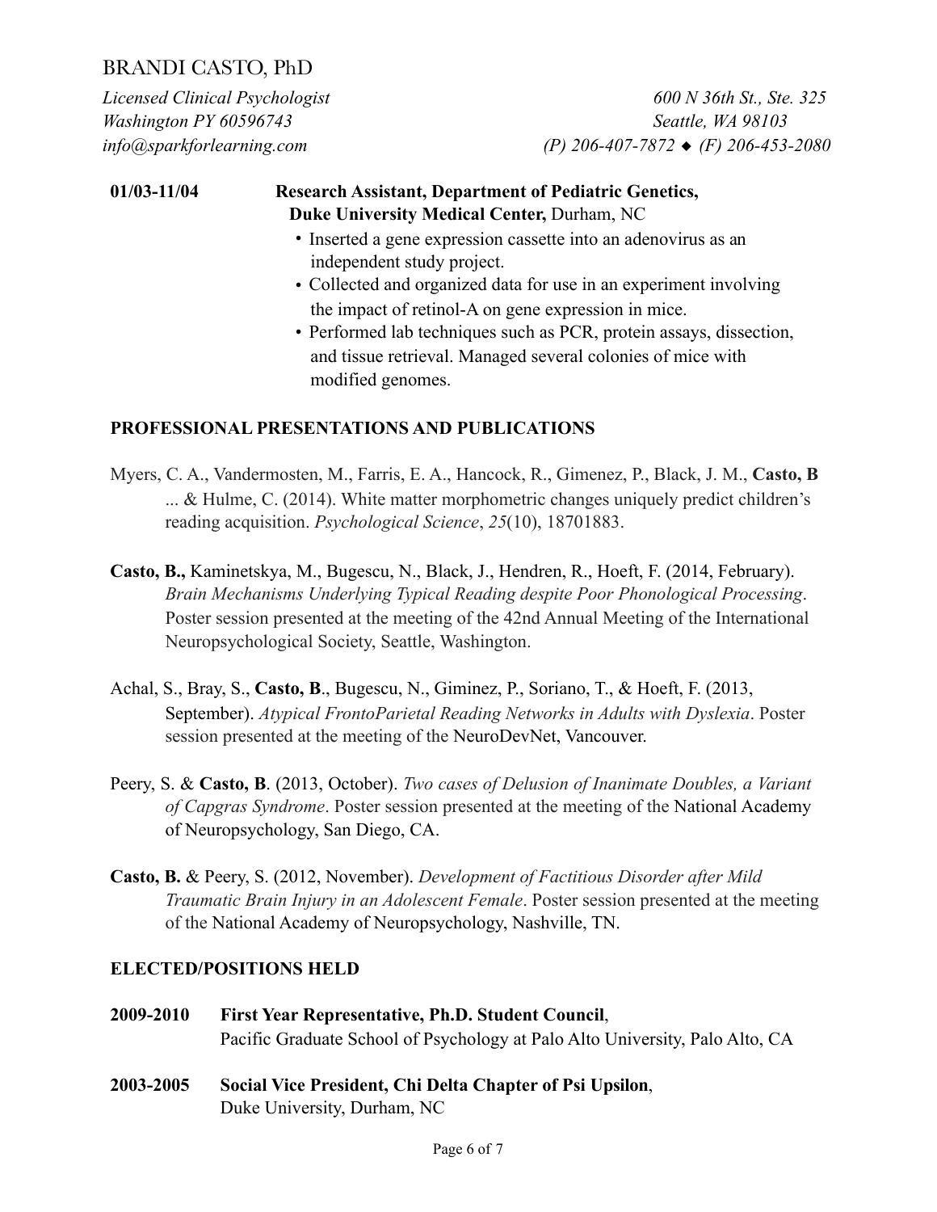BRANDI CASTO, PhD

*Licensed Clinical Psychologist*
*Washington PY 60596743*
*info@sparkforlearning.com*

*600 N 36th St., Ste. 325*
*Seattle, WA 98103*
*(P) 206-407-7872 ◆ (F) 206-453-2080*

**01/03-11/04** **Research Assistant, Department of Pediatric Genetics, Duke University Medical Center,** Durham, NC

- Inserted a gene expression cassette into an adenovirus as an independent study project.
- Collected and organized data for use in an experiment involving the impact of retinol-A on gene expression in mice.
- Performed lab techniques such as PCR, protein assays, dissection, and tissue retrieval. Managed several colonies of mice with modified genomes.

## PROFESSIONAL PRESENTATIONS AND PUBLICATIONS

Myers, C. A., Vandermosten, M., Farris, E. A., Hancock, R., Gimenez, P., Black, J. M., **Casto, B** ... & Hulme, C. (2014). White matter morphometric changes uniquely predict children's reading acquisition. *Psychological Science*, *25*(10), 18701883.

**Casto, B.,** Kaminetskya, M., Bugescu, N., Black, J., Hendren, R., Hoeft, F. (2014, February). *Brain Mechanisms Underlying Typical Reading despite Poor Phonological Processing*. Poster session presented at the meeting of the 42nd Annual Meeting of the International Neuropsychological Society, Seattle, Washington.

Achal, S., Bray, S., **Casto, B**., Bugescu, N., Giminez, P., Soriano, T., & Hoeft, F. (2013, September). *Atypical FrontoParietal Reading Networks in Adults with Dyslexia*. Poster session presented at the meeting of the NeuroDevNet, Vancouver.

Peery, S. & **Casto, B**. (2013, October). *Two cases of Delusion of Inanimate Doubles, a Variant of Capgras Syndrome*. Poster session presented at the meeting of the National Academy of Neuropsychology, San Diego, CA.

**Casto, B.** & Peery, S. (2012, November). *Development of Factitious Disorder after Mild Traumatic Brain Injury in an Adolescent Female*. Poster session presented at the meeting of the National Academy of Neuropsychology, Nashville, TN.

## ELECTED/POSITIONS HELD

**2009-2010** **First Year Representative, Ph.D. Student Council**,
Pacific Graduate School of Psychology at Palo Alto University, Palo Alto, CA

**2003-2005** **Social Vice President, Chi Delta Chapter of Psi Upsilon**,
Duke University, Durham, NC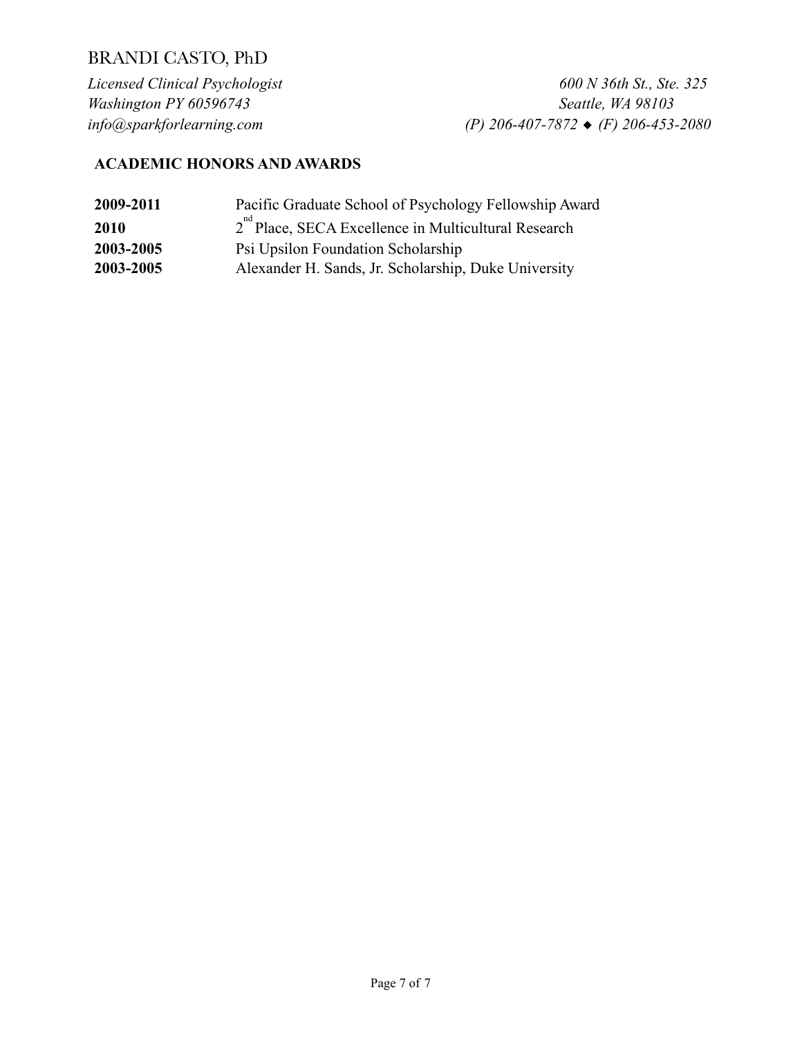**ACADEMIC HONORS AND AWARDS**

| | |
|---|---|
| **2009-2011** | Pacific Graduate School of Psychology Fellowship Award |
| **2010** | 2nd Place, SECA Excellence in Multicultural Research |
| **2003-2005** | Psi Upsilon Foundation Scholarship |
| **2003-2005** | Alexander H. Sands, Jr. Scholarship, Duke University |